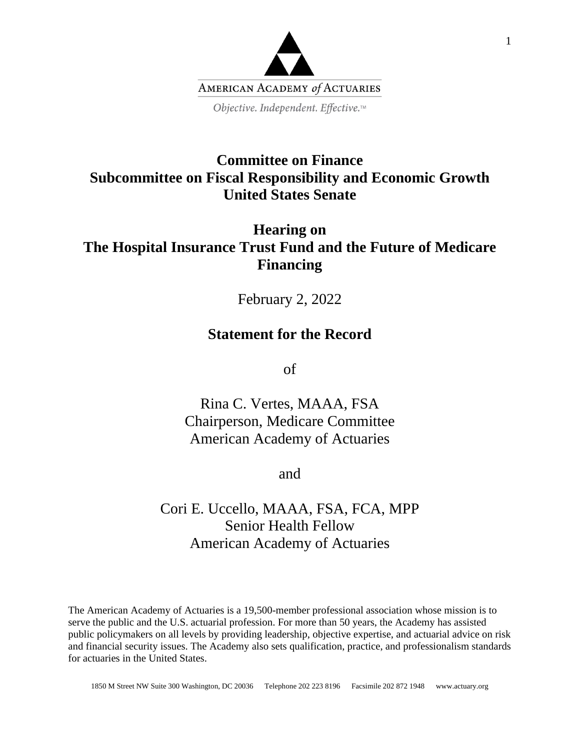AMERICAN ACADEMY *of* ACTUARIES

*Objective. Independent. Effective.™*

# Committee on Finance
# Subcommittee on Fiscal Responsibility and Economic Growth
# United States Senate

## Hearing on
## The Hospital Insurance Trust Fund and the Future of Medicare Financing

February 2, 2022

## Statement for the Record

of

Rina C. Vertes, MAAA, FSA
Chairperson, Medicare Committee
American Academy of Actuaries

and

Cori E. Uccello, MAAA, FSA, FCA, MPP
Senior Health Fellow
American Academy of Actuaries

The American Academy of Actuaries is a 19,500-member professional association whose mission is to serve the public and the U.S. actuarial profession. For more than 50 years, the Academy has assisted public policymakers on all levels by providing leadership, objective expertise, and actuarial advice on risk and financial security issues. The Academy also sets qualification, practice, and professionalism standards for actuaries in the United States.

1850 M Street NW Suite 300 Washington, DC 20036 Telephone 202 223 8196 Facsimile 202 872 1948 www.actuary.org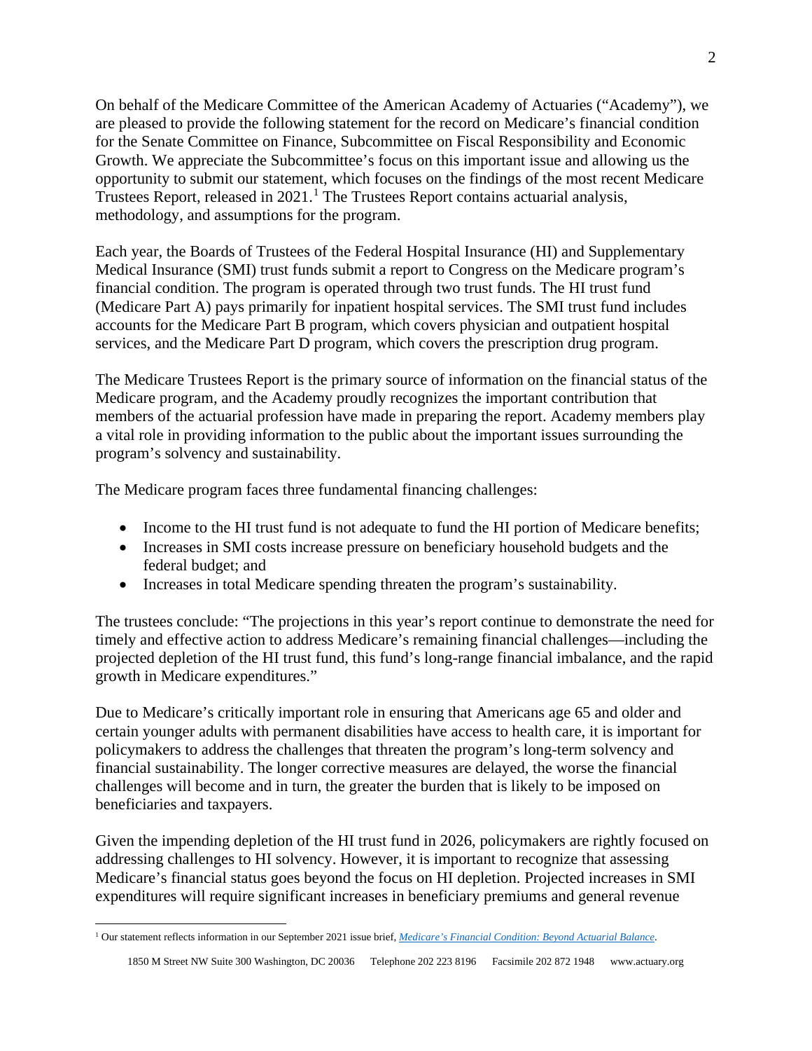On behalf of the Medicare Committee of the American Academy of Actuaries ("Academy"), we are pleased to provide the following statement for the record on Medicare's financial condition for the Senate Committee on Finance, Subcommittee on Fiscal Responsibility and Economic Growth. We appreciate the Subcommittee's focus on this important issue and allowing us the opportunity to submit our statement, which focuses on the findings of the most recent Medicare Trustees Report, released in 2021.[1] The Trustees Report contains actuarial analysis, methodology, and assumptions for the program.

Each year, the Boards of Trustees of the Federal Hospital Insurance (HI) and Supplementary Medical Insurance (SMI) trust funds submit a report to Congress on the Medicare program's financial condition. The program is operated through two trust funds. The HI trust fund (Medicare Part A) pays primarily for inpatient hospital services. The SMI trust fund includes accounts for the Medicare Part B program, which covers physician and outpatient hospital services, and the Medicare Part D program, which covers the prescription drug program.

The Medicare Trustees Report is the primary source of information on the financial status of the Medicare program, and the Academy proudly recognizes the important contribution that members of the actuarial profession have made in preparing the report. Academy members play a vital role in providing information to the public about the important issues surrounding the program's solvency and sustainability.

The Medicare program faces three fundamental financing challenges:

- Income to the HI trust fund is not adequate to fund the HI portion of Medicare benefits;
- Increases in SMI costs increase pressure on beneficiary household budgets and the federal budget; and
- Increases in total Medicare spending threaten the program's sustainability.

The trustees conclude: "The projections in this year's report continue to demonstrate the need for timely and effective action to address Medicare's remaining financial challenges—including the projected depletion of the HI trust fund, this fund's long-range financial imbalance, and the rapid growth in Medicare expenditures."

Due to Medicare's critically important role in ensuring that Americans age 65 and older and certain younger adults with permanent disabilities have access to health care, it is important for policymakers to address the challenges that threaten the program's long-term solvency and financial sustainability. The longer corrective measures are delayed, the worse the financial challenges will become and in turn, the greater the burden that is likely to be imposed on beneficiaries and taxpayers.

Given the impending depletion of the HI trust fund in 2026, policymakers are rightly focused on addressing challenges to HI solvency. However, it is important to recognize that assessing Medicare's financial status goes beyond the focus on HI depletion. Projected increases in SMI expenditures will require significant increases in beneficiary premiums and general revenue

[1] Our statement reflects information in our September 2021 issue brief, *Medicare's Financial Condition: Beyond Actuarial Balance*.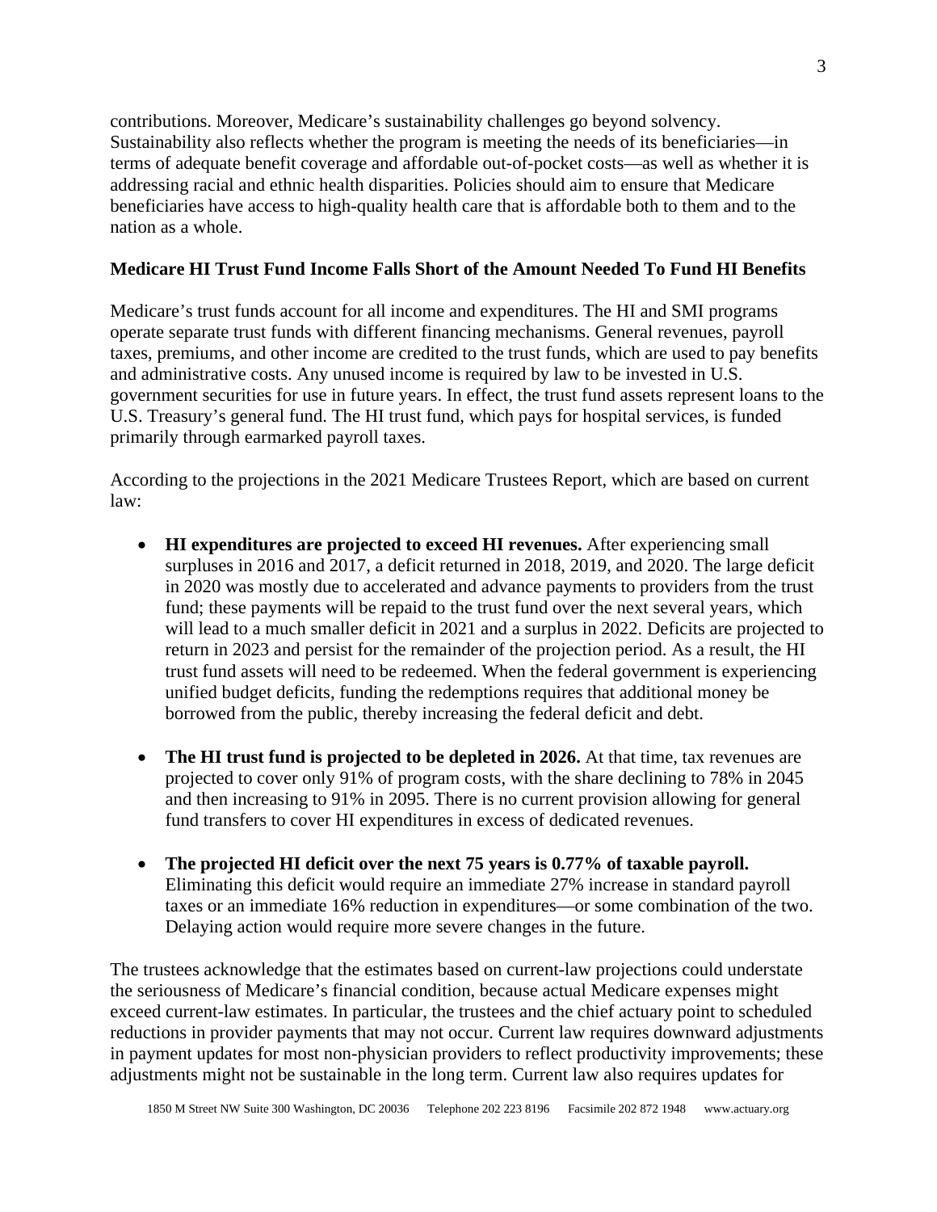contributions. Moreover, Medicare's sustainability challenges go beyond solvency. Sustainability also reflects whether the program is meeting the needs of its beneficiaries—in terms of adequate benefit coverage and affordable out-of-pocket costs—as well as whether it is addressing racial and ethnic health disparities. Policies should aim to ensure that Medicare beneficiaries have access to high-quality health care that is affordable both to them and to the nation as a whole.

## Medicare HI Trust Fund Income Falls Short of the Amount Needed To Fund HI Benefits

Medicare's trust funds account for all income and expenditures. The HI and SMI programs operate separate trust funds with different financing mechanisms. General revenues, payroll taxes, premiums, and other income are credited to the trust funds, which are used to pay benefits and administrative costs. Any unused income is required by law to be invested in U.S. government securities for use in future years. In effect, the trust fund assets represent loans to the U.S. Treasury's general fund. The HI trust fund, which pays for hospital services, is funded primarily through earmarked payroll taxes.

According to the projections in the 2021 Medicare Trustees Report, which are based on current law:

- **HI expenditures are projected to exceed HI revenues.** After experiencing small surpluses in 2016 and 2017, a deficit returned in 2018, 2019, and 2020. The large deficit in 2020 was mostly due to accelerated and advance payments to providers from the trust fund; these payments will be repaid to the trust fund over the next several years, which will lead to a much smaller deficit in 2021 and a surplus in 2022. Deficits are projected to return in 2023 and persist for the remainder of the projection period. As a result, the HI trust fund assets will need to be redeemed. When the federal government is experiencing unified budget deficits, funding the redemptions requires that additional money be borrowed from the public, thereby increasing the federal deficit and debt.

- **The HI trust fund is projected to be depleted in 2026.** At that time, tax revenues are projected to cover only 91% of program costs, with the share declining to 78% in 2045 and then increasing to 91% in 2095. There is no current provision allowing for general fund transfers to cover HI expenditures in excess of dedicated revenues.

- **The projected HI deficit over the next 75 years is 0.77% of taxable payroll.** Eliminating this deficit would require an immediate 27% increase in standard payroll taxes or an immediate 16% reduction in expenditures—or some combination of the two. Delaying action would require more severe changes in the future.

The trustees acknowledge that the estimates based on current-law projections could understate the seriousness of Medicare's financial condition, because actual Medicare expenses might exceed current-law estimates. In particular, the trustees and the chief actuary point to scheduled reductions in provider payments that may not occur. Current law requires downward adjustments in payment updates for most non-physician providers to reflect productivity improvements; these adjustments might not be sustainable in the long term. Current law also requires updates for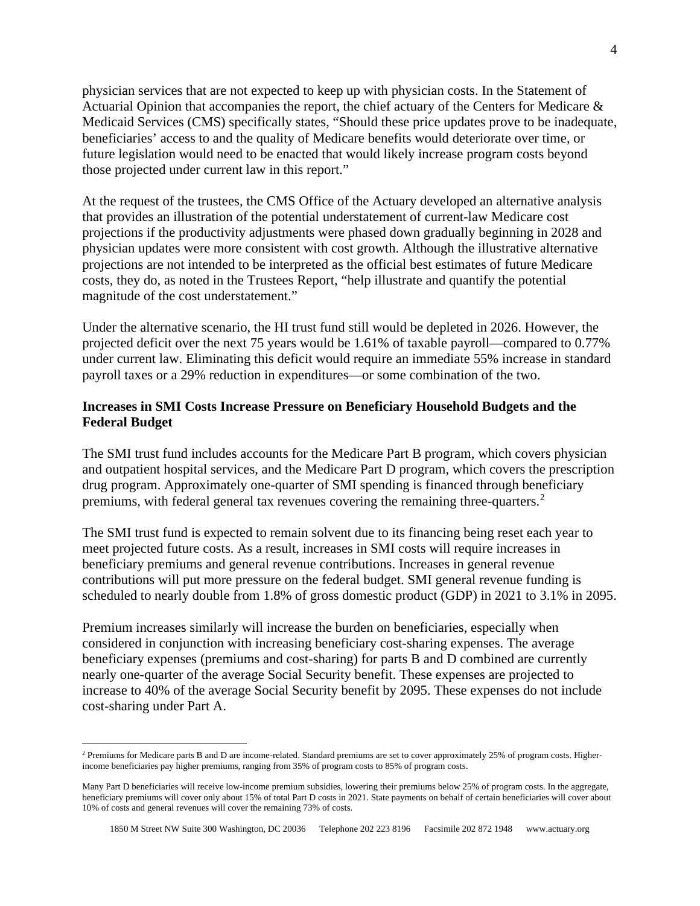physician services that are not expected to keep up with physician costs. In the Statement of Actuarial Opinion that accompanies the report, the chief actuary of the Centers for Medicare & Medicaid Services (CMS) specifically states, "Should these price updates prove to be inadequate, beneficiaries' access to and the quality of Medicare benefits would deteriorate over time, or future legislation would need to be enacted that would likely increase program costs beyond those projected under current law in this report."

At the request of the trustees, the CMS Office of the Actuary developed an alternative analysis that provides an illustration of the potential understatement of current-law Medicare cost projections if the productivity adjustments were phased down gradually beginning in 2028 and physician updates were more consistent with cost growth. Although the illustrative alternative projections are not intended to be interpreted as the official best estimates of future Medicare costs, they do, as noted in the Trustees Report, "help illustrate and quantify the potential magnitude of the cost understatement."

Under the alternative scenario, the HI trust fund still would be depleted in 2026. However, the projected deficit over the next 75 years would be 1.61% of taxable payroll—compared to 0.77% under current law. Eliminating this deficit would require an immediate 55% increase in standard payroll taxes or a 29% reduction in expenditures—or some combination of the two.

**Increases in SMI Costs Increase Pressure on Beneficiary Household Budgets and the Federal Budget**

The SMI trust fund includes accounts for the Medicare Part B program, which covers physician and outpatient hospital services, and the Medicare Part D program, which covers the prescription drug program. Approximately one-quarter of SMI spending is financed through beneficiary premiums, with federal general tax revenues covering the remaining three-quarters.[2]

The SMI trust fund is expected to remain solvent due to its financing being reset each year to meet projected future costs. As a result, increases in SMI costs will require increases in beneficiary premiums and general revenue contributions. Increases in general revenue contributions will put more pressure on the federal budget. SMI general revenue funding is scheduled to nearly double from 1.8% of gross domestic product (GDP) in 2021 to 3.1% in 2095.

Premium increases similarly will increase the burden on beneficiaries, especially when considered in conjunction with increasing beneficiary cost-sharing expenses. The average beneficiary expenses (premiums and cost-sharing) for parts B and D combined are currently nearly one-quarter of the average Social Security benefit. These expenses are projected to increase to 40% of the average Social Security benefit by 2095. These expenses do not include cost-sharing under Part A.

---

[2] Premiums for Medicare parts B and D are income-related. Standard premiums are set to cover approximately 25% of program costs. Higher-income beneficiaries pay higher premiums, ranging from 35% of program costs to 85% of program costs.

Many Part D beneficiaries will receive low-income premium subsidies, lowering their premiums below 25% of program costs. In the aggregate, beneficiary premiums will cover only about 15% of total Part D costs in 2021. State payments on behalf of certain beneficiaries will cover about 10% of costs and general revenues will cover the remaining 73% of costs.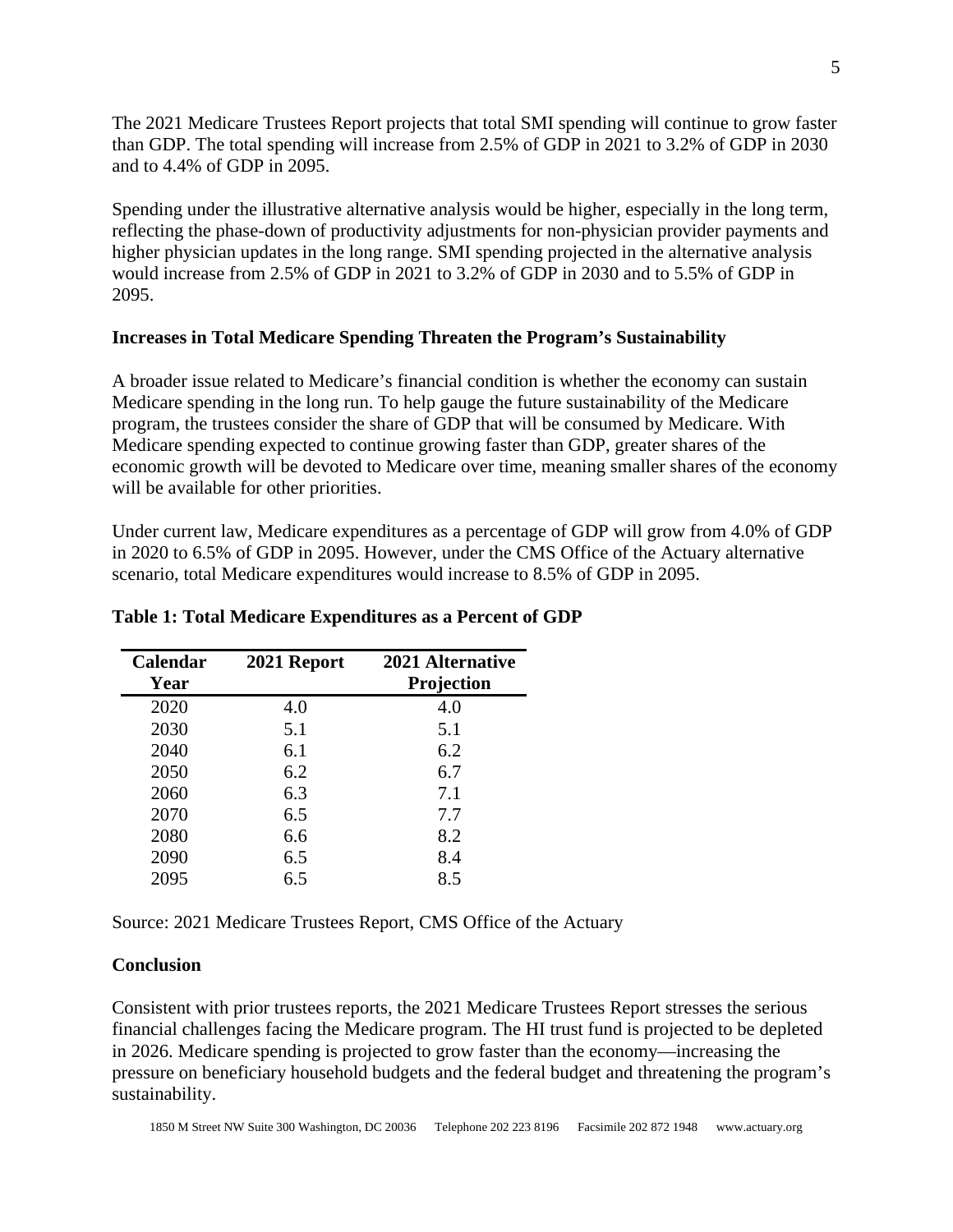The 2021 Medicare Trustees Report projects that total SMI spending will continue to grow faster than GDP. The total spending will increase from 2.5% of GDP in 2021 to 3.2% of GDP in 2030 and to 4.4% of GDP in 2095.

Spending under the illustrative alternative analysis would be higher, especially in the long term, reflecting the phase-down of productivity adjustments for non-physician provider payments and higher physician updates in the long range. SMI spending projected in the alternative analysis would increase from 2.5% of GDP in 2021 to 3.2% of GDP in 2030 and to 5.5% of GDP in 2095.

**Increases in Total Medicare Spending Threaten the Program's Sustainability**

A broader issue related to Medicare's financial condition is whether the economy can sustain Medicare spending in the long run. To help gauge the future sustainability of the Medicare program, the trustees consider the share of GDP that will be consumed by Medicare. With Medicare spending expected to continue growing faster than GDP, greater shares of the economic growth will be devoted to Medicare over time, meaning smaller shares of the economy will be available for other priorities.

Under current law, Medicare expenditures as a percentage of GDP will grow from 4.0% of GDP in 2020 to 6.5% of GDP in 2095. However, under the CMS Office of the Actuary alternative scenario, total Medicare expenditures would increase to 8.5% of GDP in 2095.

**Table 1: Total Medicare Expenditures as a Percent of GDP**

| Calendar Year | 2021 Report | 2021 Alternative Projection |
|---|---|---|
| 2020 | 4.0 | 4.0 |
| 2030 | 5.1 | 5.1 |
| 2040 | 6.1 | 6.2 |
| 2050 | 6.2 | 6.7 |
| 2060 | 6.3 | 7.1 |
| 2070 | 6.5 | 7.7 |
| 2080 | 6.6 | 8.2 |
| 2090 | 6.5 | 8.4 |
| 2095 | 6.5 | 8.5 |

Source: 2021 Medicare Trustees Report, CMS Office of the Actuary

**Conclusion**

Consistent with prior trustees reports, the 2021 Medicare Trustees Report stresses the serious financial challenges facing the Medicare program. The HI trust fund is projected to be depleted in 2026. Medicare spending is projected to grow faster than the economy—increasing the pressure on beneficiary household budgets and the federal budget and threatening the program's sustainability.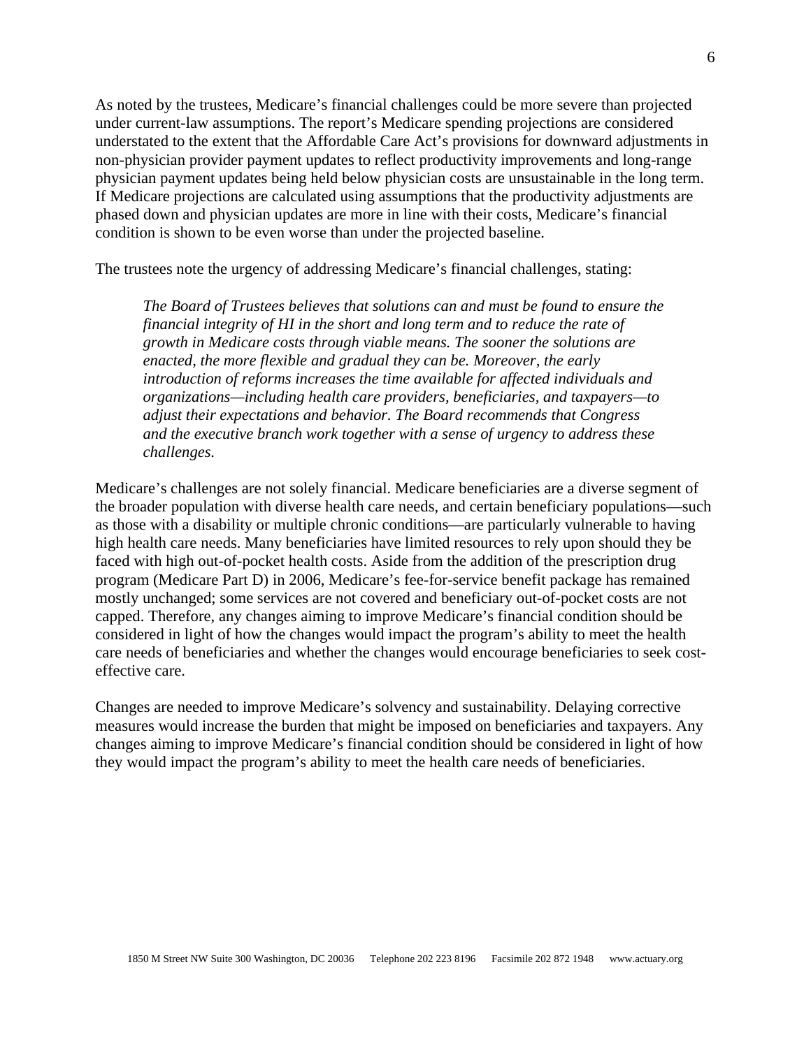As noted by the trustees, Medicare's financial challenges could be more severe than projected under current-law assumptions. The report's Medicare spending projections are considered understated to the extent that the Affordable Care Act's provisions for downward adjustments in non-physician provider payment updates to reflect productivity improvements and long-range physician payment updates being held below physician costs are unsustainable in the long term. If Medicare projections are calculated using assumptions that the productivity adjustments are phased down and physician updates are more in line with their costs, Medicare's financial condition is shown to be even worse than under the projected baseline.

The trustees note the urgency of addressing Medicare's financial challenges, stating:

> *The Board of Trustees believes that solutions can and must be found to ensure the financial integrity of HI in the short and long term and to reduce the rate of growth in Medicare costs through viable means. The sooner the solutions are enacted, the more flexible and gradual they can be. Moreover, the early introduction of reforms increases the time available for affected individuals and organizations—including health care providers, beneficiaries, and taxpayers—to adjust their expectations and behavior. The Board recommends that Congress and the executive branch work together with a sense of urgency to address these challenges.*

Medicare's challenges are not solely financial. Medicare beneficiaries are a diverse segment of the broader population with diverse health care needs, and certain beneficiary populations—such as those with a disability or multiple chronic conditions—are particularly vulnerable to having high health care needs. Many beneficiaries have limited resources to rely upon should they be faced with high out-of-pocket health costs. Aside from the addition of the prescription drug program (Medicare Part D) in 2006, Medicare's fee-for-service benefit package has remained mostly unchanged; some services are not covered and beneficiary out-of-pocket costs are not capped. Therefore, any changes aiming to improve Medicare's financial condition should be considered in light of how the changes would impact the program's ability to meet the health care needs of beneficiaries and whether the changes would encourage beneficiaries to seek cost-effective care.

Changes are needed to improve Medicare's solvency and sustainability. Delaying corrective measures would increase the burden that might be imposed on beneficiaries and taxpayers. Any changes aiming to improve Medicare's financial condition should be considered in light of how they would impact the program's ability to meet the health care needs of beneficiaries.